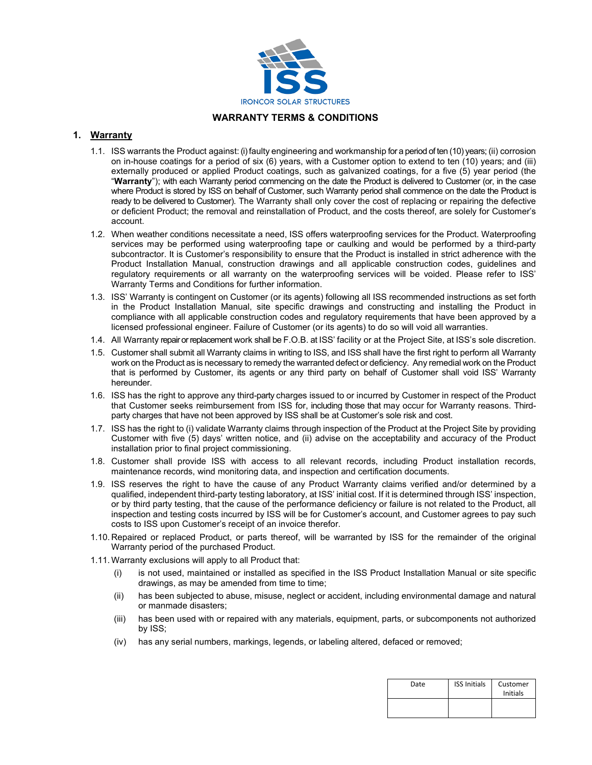ISS

IRONCOR SOLAR STRUCTURES

## WARRANTY TERMS & CONDITIONS

### 1. Warranty

1.1. ISS warrants the Product against: (i) faulty engineering and workmanship for a period of ten (10) years; (ii) corrosion on in-house coatings for a period of six (6) years, with a Customer option to extend to ten (10) years; and (iii) externally produced or applied Product coatings, such as galvanized coatings, for a five (5) year period (the "**Warranty**"); with each Warranty period commencing on the date the Product is delivered to Customer (or, in the case where Product is stored by ISS on behalf of Customer, such Warranty period shall commence on the date the Product is ready to be delivered to Customer). The Warranty shall only cover the cost of replacing or repairing the defective or deficient Product; the removal and reinstallation of Product, and the costs thereof, are solely for Customer's account.

1.2. When weather conditions necessitate a need, ISS offers waterproofing services for the Product. Waterproofing services may be performed using waterproofing tape or caulking and would be performed by a third-party subcontractor. It is Customer's responsibility to ensure that the Product is installed in strict adherence with the Product Installation Manual, construction drawings and all applicable construction codes, guidelines and regulatory requirements or all warranty on the waterproofing services will be voided. Please refer to ISS' Warranty Terms and Conditions for further information.

1.3. ISS' Warranty is contingent on Customer (or its agents) following all ISS recommended instructions as set forth in the Product Installation Manual, site specific drawings and constructing and installing the Product in compliance with all applicable construction codes and regulatory requirements that have been approved by a licensed professional engineer. Failure of Customer (or its agents) to do so will void all warranties.

1.4. All Warranty repair or replacement work shall be F.O.B. at ISS' facility or at the Project Site, at ISS's sole discretion.

1.5. Customer shall submit all Warranty claims in writing to ISS, and ISS shall have the first right to perform all Warranty work on the Product as is necessary to remedy the warranted defect or deficiency. Any remedial work on the Product that is performed by Customer, its agents or any third party on behalf of Customer shall void ISS' Warranty hereunder.

1.6. ISS has the right to approve any third-party charges issued to or incurred by Customer in respect of the Product that Customer seeks reimbursement from ISS for, including those that may occur for Warranty reasons. Third-party charges that have not been approved by ISS shall be at Customer's sole risk and cost.

1.7. ISS has the right to (i) validate Warranty claims through inspection of the Product at the Project Site by providing Customer with five (5) days' written notice, and (ii) advise on the acceptability and accuracy of the Product installation prior to final project commissioning.

1.8. Customer shall provide ISS with access to all relevant records, including Product installation records, maintenance records, wind monitoring data, and inspection and certification documents.

1.9. ISS reserves the right to have the cause of any Product Warranty claims verified and/or determined by a qualified, independent third-party testing laboratory, at ISS' initial cost. If it is determined through ISS' inspection, or by third party testing, that the cause of the performance deficiency or failure is not related to the Product, all inspection and testing costs incurred by ISS will be for Customer's account, and Customer agrees to pay such costs to ISS upon Customer's receipt of an invoice therefor.

1.10. Repaired or replaced Product, or parts thereof, will be warranted by ISS for the remainder of the original Warranty period of the purchased Product.

1.11. Warranty exclusions will apply to all Product that:

(i) is not used, maintained or installed as specified in the ISS Product Installation Manual or site specific drawings, as may be amended from time to time;

(ii) has been subjected to abuse, misuse, neglect or accident, including environmental damage and natural or manmade disasters;

(iii) has been used with or repaired with any materials, equipment, parts, or subcomponents not authorized by ISS;

(iv) has any serial numbers, markings, legends, or labeling altered, defaced or removed;

| Date | ISS Initials | Customer Initials |
| --- | --- | --- |
| | | |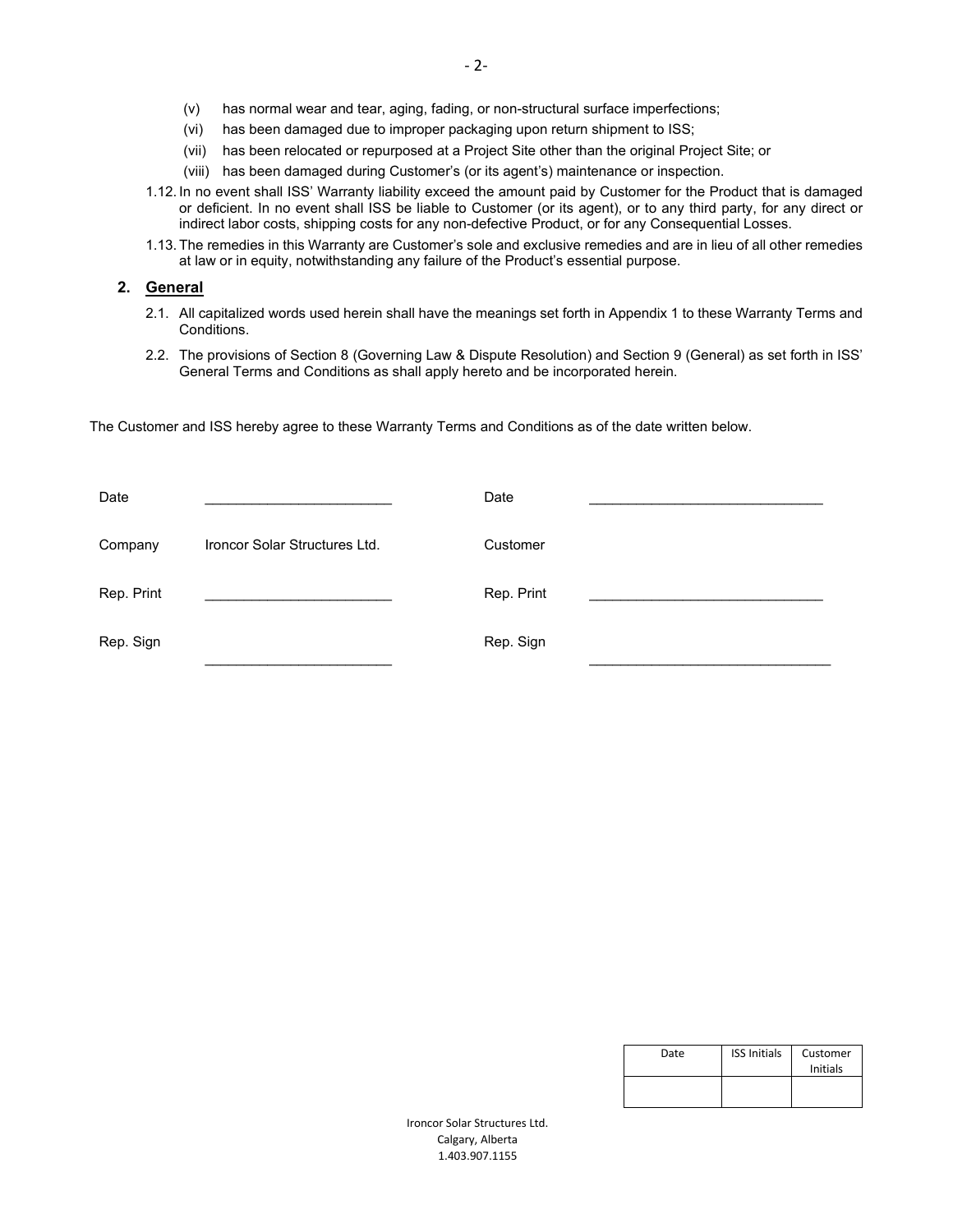(v) has normal wear and tear, aging, fading, or non-structural surface imperfections;

(vi) has been damaged due to improper packaging upon return shipment to ISS;

(vii) has been relocated or repurposed at a Project Site other than the original Project Site; or

(viii) has been damaged during Customer's (or its agent's) maintenance or inspection.

1.12. In no event shall ISS' Warranty liability exceed the amount paid by Customer for the Product that is damaged or deficient. In no event shall ISS be liable to Customer (or its agent), or to any third party, for any direct or indirect labor costs, shipping costs for any non-defective Product, or for any Consequential Losses.

1.13. The remedies in this Warranty are Customer's sole and exclusive remedies and are in lieu of all other remedies at law or in equity, notwithstanding any failure of the Product's essential purpose.

## 2. General

2.1. All capitalized words used herein shall have the meanings set forth in Appendix 1 to these Warranty Terms and Conditions.

2.2. The provisions of Section 8 (Governing Law & Dispute Resolution) and Section 9 (General) as set forth in ISS' General Terms and Conditions as shall apply hereto and be incorporated herein.

The Customer and ISS hereby agree to these Warranty Terms and Conditions as of the date written below.

| | | | |
|---|---|---|---|
| Date | ________________________ | Date | ______________________________ |
| Company | Ironcor Solar Structures Ltd. | Customer | |
| Rep. Print | ________________________ | Rep. Print | ______________________________ |
| Rep. Sign | ________________________ | Rep. Sign | ______________________________ |

| Date | ISS Initials | Customer Initials |
|---|---|---|
| | | |

Ironcor Solar Structures Ltd.
Calgary, Alberta
1.403.907.1155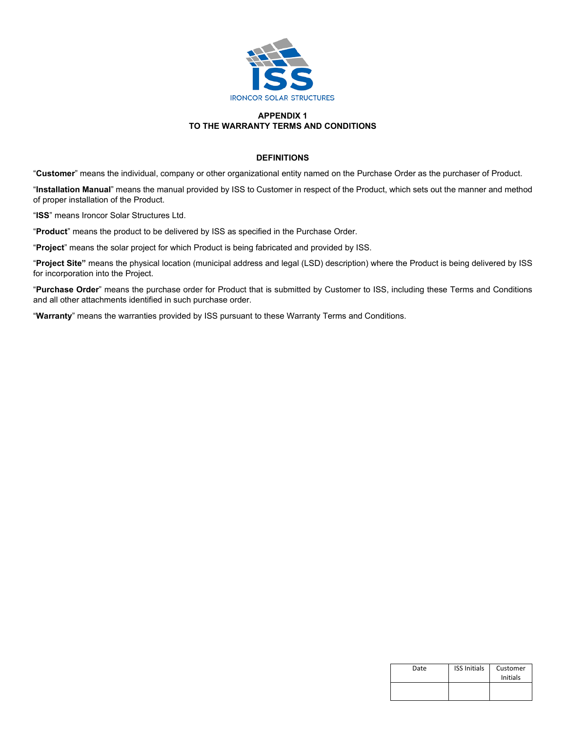IRONCOR SOLAR STRUCTURES

**APPENDIX 1**
**TO THE WARRANTY TERMS AND CONDITIONS**

**DEFINITIONS**

"**Customer**" means the individual, company or other organizational entity named on the Purchase Order as the purchaser of Product.

"**Installation Manual**" means the manual provided by ISS to Customer in respect of the Product, which sets out the manner and method of proper installation of the Product.

"**ISS**" means Ironcor Solar Structures Ltd.

"**Product**" means the product to be delivered by ISS as specified in the Purchase Order.

"**Project**" means the solar project for which Product is being fabricated and provided by ISS.

"**Project Site"** means the physical location (municipal address and legal (LSD) description) where the Product is being delivered by ISS for incorporation into the Project.

"**Purchase Order**" means the purchase order for Product that is submitted by Customer to ISS, including these Terms and Conditions and all other attachments identified in such purchase order.

"**Warranty**" means the warranties provided by ISS pursuant to these Warranty Terms and Conditions.

| Date | ISS Initials | Customer Initials |
|---|---|---|
| | | |